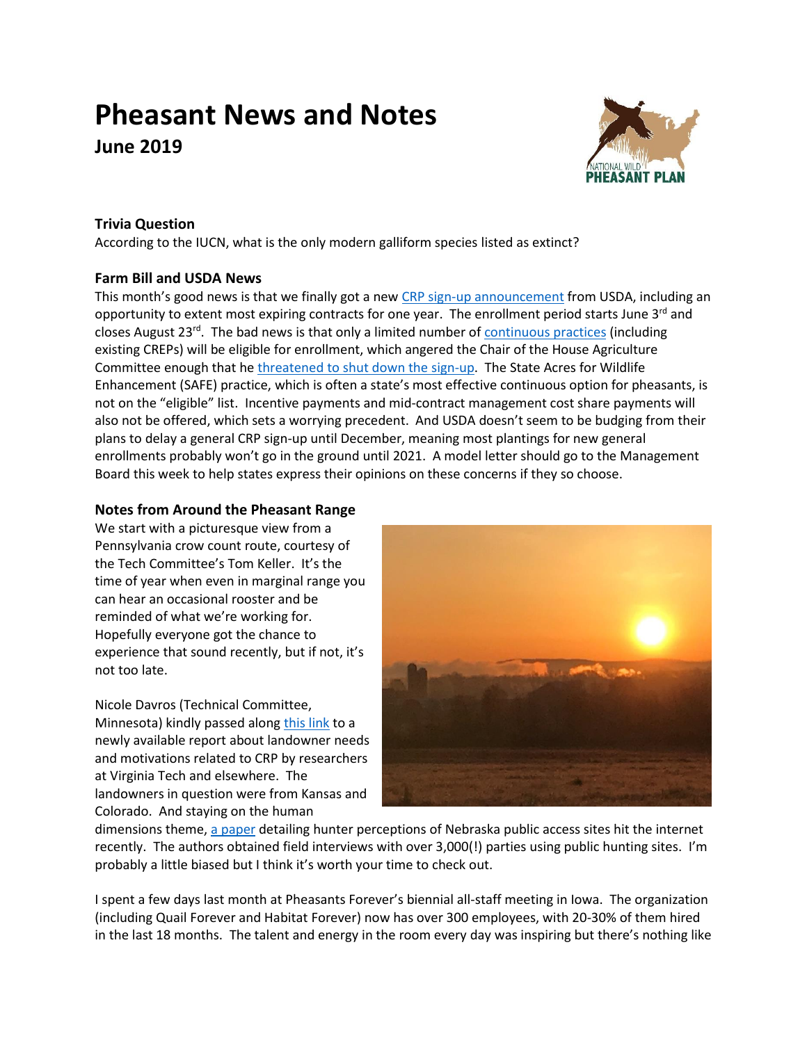# Pheasant News and Notes

## June 2019

### Trivia Question

According to the IUCN, what is the only modern galliform species listed as extinct?

### Farm Bill and USDA News

This month's good news is that we finally got a new CRP sign-up announcement from USDA, including an opportunity to extent most expiring contracts for one year. The enrollment period starts June 3rd and closes August 23rd. The bad news is that only a limited number of continuous practices (including existing CREPs) will be eligible for enrollment, which angered the Chair of the House Agriculture Committee enough that he threatened to shut down the sign-up. The State Acres for Wildlife Enhancement (SAFE) practice, which is often a state's most effective continuous option for pheasants, is not on the "eligible" list. Incentive payments and mid-contract management cost share payments will also not be offered, which sets a worrying precedent. And USDA doesn't seem to be budging from their plans to delay a general CRP sign-up until December, meaning most plantings for new general enrollments probably won't go in the ground until 2021. A model letter should go to the Management Board this week to help states express their opinions on these concerns if they so choose.

### Notes from Around the Pheasant Range

We start with a picturesque view from a Pennsylvania crow count route, courtesy of the Tech Committee's Tom Keller. It's the time of year when even in marginal range you can hear an occasional rooster and be reminded of what we're working for. Hopefully everyone got the chance to experience that sound recently, but if not, it's not too late.

Nicole Davros (Technical Committee, Minnesota) kindly passed along this link to a newly available report about landowner needs and motivations related to CRP by researchers at Virginia Tech and elsewhere. The landowners in question were from Kansas and Colorado. And staying on the human dimensions theme, a paper detailing hunter perceptions of Nebraska public access sites hit the internet recently. The authors obtained field interviews with over 3,000(!) parties using public hunting sites. I'm probably a little biased but I think it's worth your time to check out.

I spent a few days last month at Pheasants Forever's biennial all-staff meeting in Iowa. The organization (including Quail Forever and Habitat Forever) now has over 300 employees, with 20-30% of them hired in the last 18 months. The talent and energy in the room every day was inspiring but there's nothing like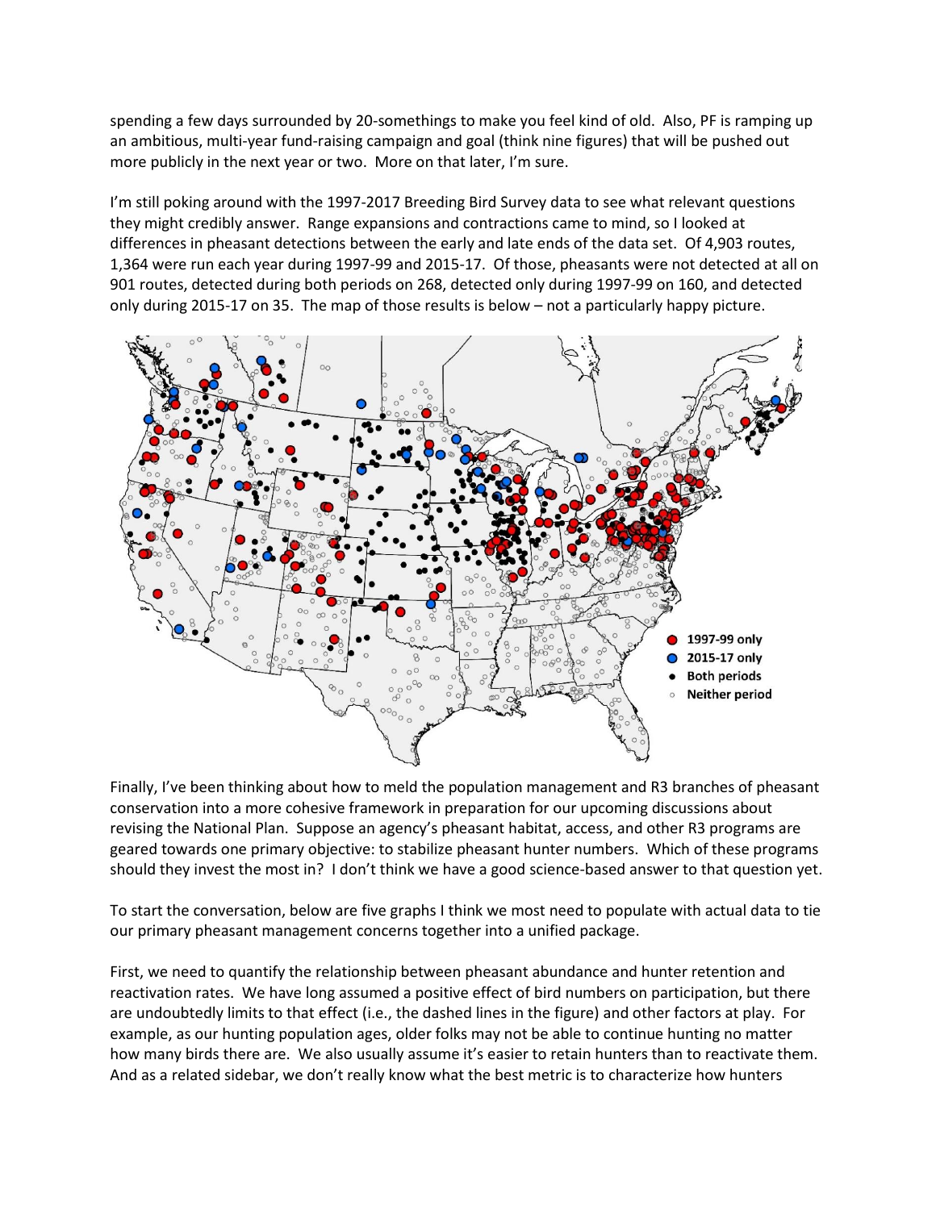spending a few days surrounded by 20-somethings to make you feel kind of old. Also, PF is ramping up an ambitious, multi-year fund-raising campaign and goal (think nine figures) that will be pushed out more publicly in the next year or two. More on that later, I'm sure.

I'm still poking around with the 1997-2017 Breeding Bird Survey data to see what relevant questions they might credibly answer. Range expansions and contractions came to mind, so I looked at differences in pheasant detections between the early and late ends of the data set. Of 4,903 routes, 1,364 were run each year during 1997-99 and 2015-17. Of those, pheasants were not detected at all on 901 routes, detected during both periods on 268, detected only during 1997-99 on 160, and detected only during 2015-17 on 35. The map of those results is below – not a particularly happy picture.

Finally, I've been thinking about how to meld the population management and R3 branches of pheasant conservation into a more cohesive framework in preparation for our upcoming discussions about revising the National Plan. Suppose an agency's pheasant habitat, access, and other R3 programs are geared towards one primary objective: to stabilize pheasant hunter numbers. Which of these programs should they invest the most in? I don't think we have a good science-based answer to that question yet.

To start the conversation, below are five graphs I think we most need to populate with actual data to tie our primary pheasant management concerns together into a unified package.

First, we need to quantify the relationship between pheasant abundance and hunter retention and reactivation rates. We have long assumed a positive effect of bird numbers on participation, but there are undoubtedly limits to that effect (i.e., the dashed lines in the figure) and other factors at play. For example, as our hunting population ages, older folks may not be able to continue hunting no matter how many birds there are. We also usually assume it's easier to retain hunters than to reactivate them. And as a related sidebar, we don't really know what the best metric is to characterize how hunters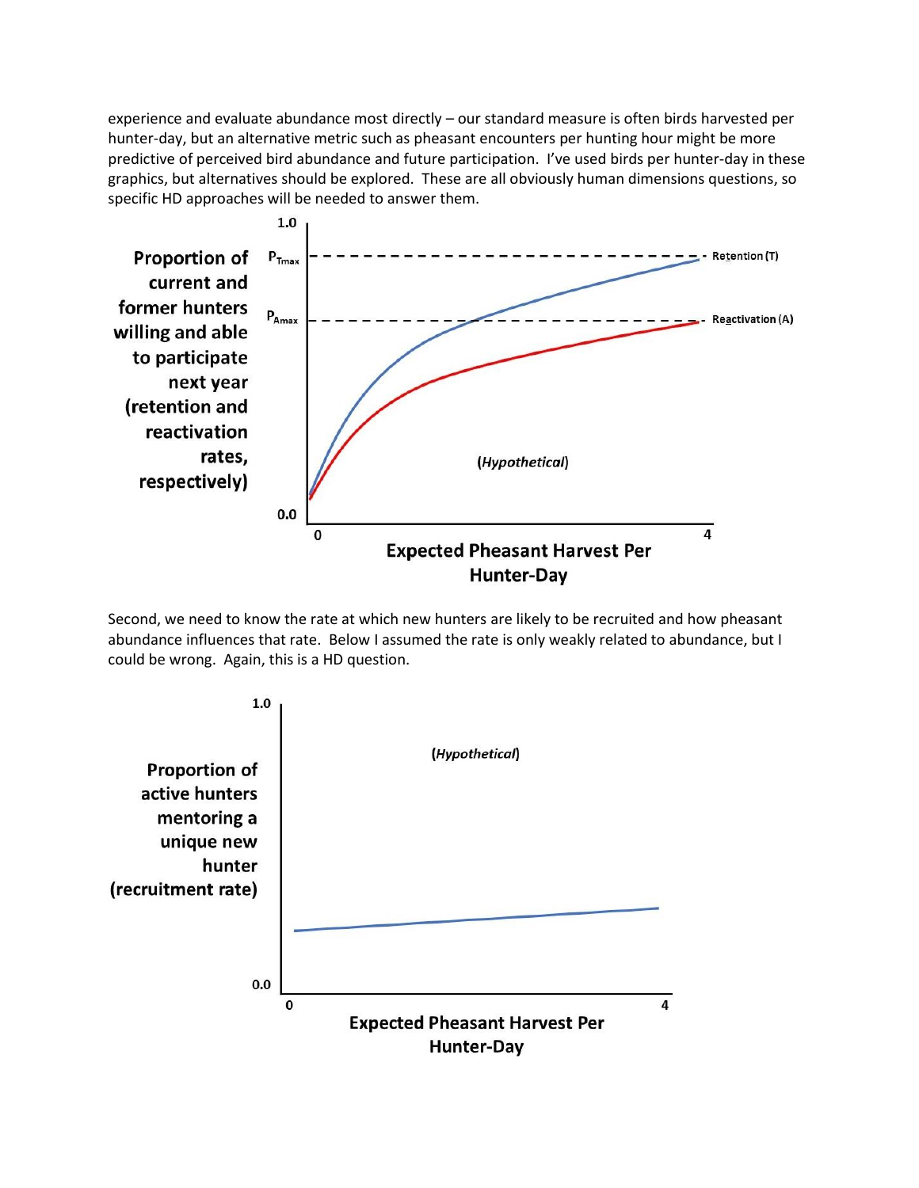experience and evaluate abundance most directly – our standard measure is often birds harvested per hunter-day, but an alternative metric such as pheasant encounters per hunting hour might be more predictive of perceived bird abundance and future participation. I've used birds per hunter-day in these graphics, but alternatives should be explored. These are all obviously human dimensions questions, so specific HD approaches will be needed to answer them.

Second, we need to know the rate at which new hunters are likely to be recruited and how pheasant abundance influences that rate. Below I assumed the rate is only weakly related to abundance, but I could be wrong. Again, this is a HD question.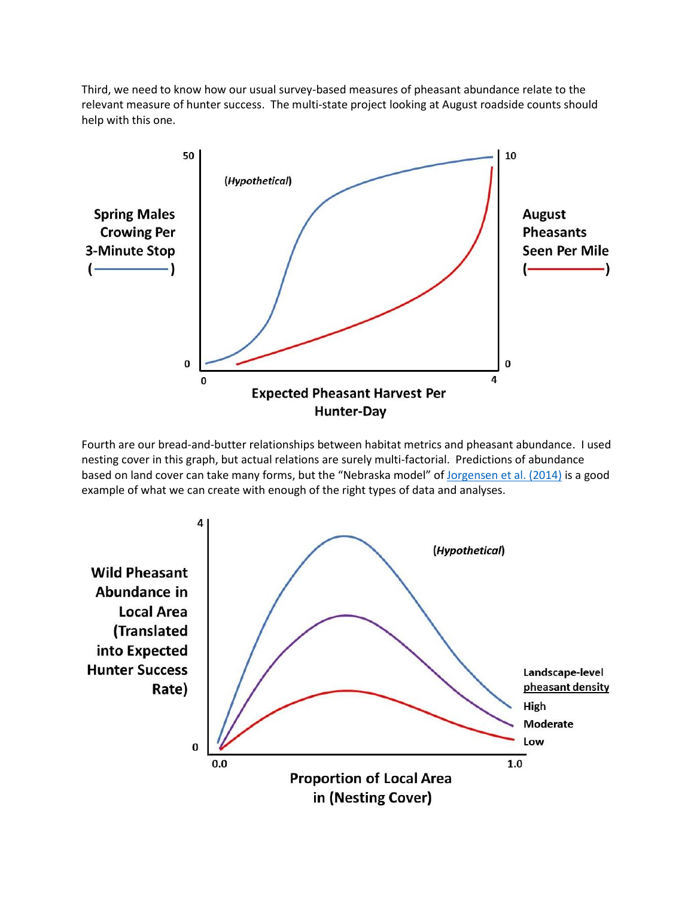Third, we need to know how our usual survey-based measures of pheasant abundance relate to the relevant measure of hunter success. The multi-state project looking at August roadside counts should help with this one.

Fourth are our bread-and-butter relationships between habitat metrics and pheasant abundance. I used nesting cover in this graph, but actual relations are surely multi-factorial. Predictions of abundance based on land cover can take many forms, but the "Nebraska model" of Jorgensen et al. (2014) is a good example of what we can create with enough of the right types of data and analyses.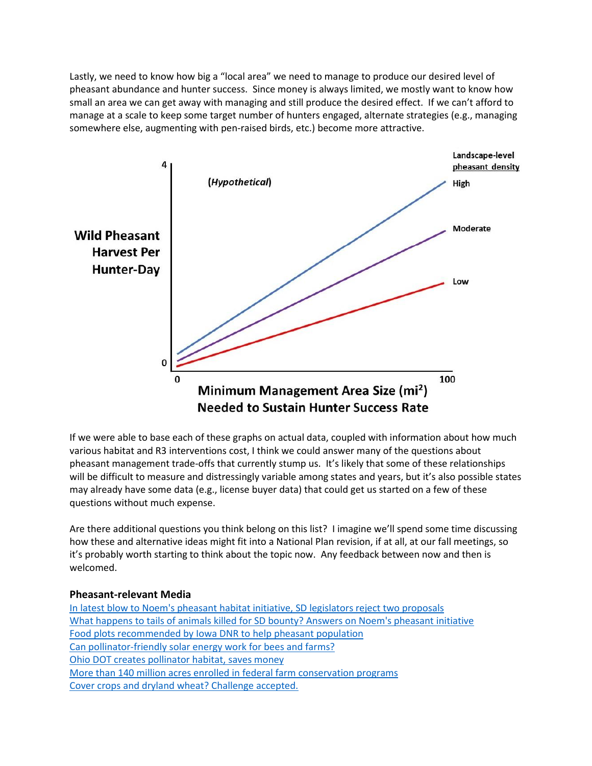Lastly, we need to know how big a "local area" we need to manage to produce our desired level of pheasant abundance and hunter success. Since money is always limited, we mostly want to know how small an area we can get away with managing and still produce the desired effect. If we can't afford to manage at a scale to keep some target number of hunters engaged, alternate strategies (e.g., managing somewhere else, augmenting with pen-raised birds, etc.) become more attractive.

If we were able to base each of these graphs on actual data, coupled with information about how much various habitat and R3 interventions cost, I think we could answer many of the questions about pheasant management trade-offs that currently stump us. It's likely that some of these relationships will be difficult to measure and distressingly variable among states and years, but it's also possible states may already have some data (e.g., license buyer data) that could get us started on a few of these questions without much expense.

Are there additional questions you think belong on this list? I imagine we'll spend some time discussing how these and alternative ideas might fit into a National Plan revision, if at all, at our fall meetings, so it's probably worth starting to think about the topic now. Any feedback between now and then is welcomed.

### Pheasant-relevant Media

[In latest blow to Noem's pheasant habitat initiative, SD legislators reject two proposals]()
[What happens to tails of animals killed for SD bounty? Answers on Noem's pheasant initiative]()
[Food plots recommended by Iowa DNR to help pheasant population]()
[Can pollinator-friendly solar energy work for bees and farms?]()
[Ohio DOT creates pollinator habitat, saves money]()
[More than 140 million acres enrolled in federal farm conservation programs]()
[Cover crops and dryland wheat? Challenge accepted.]()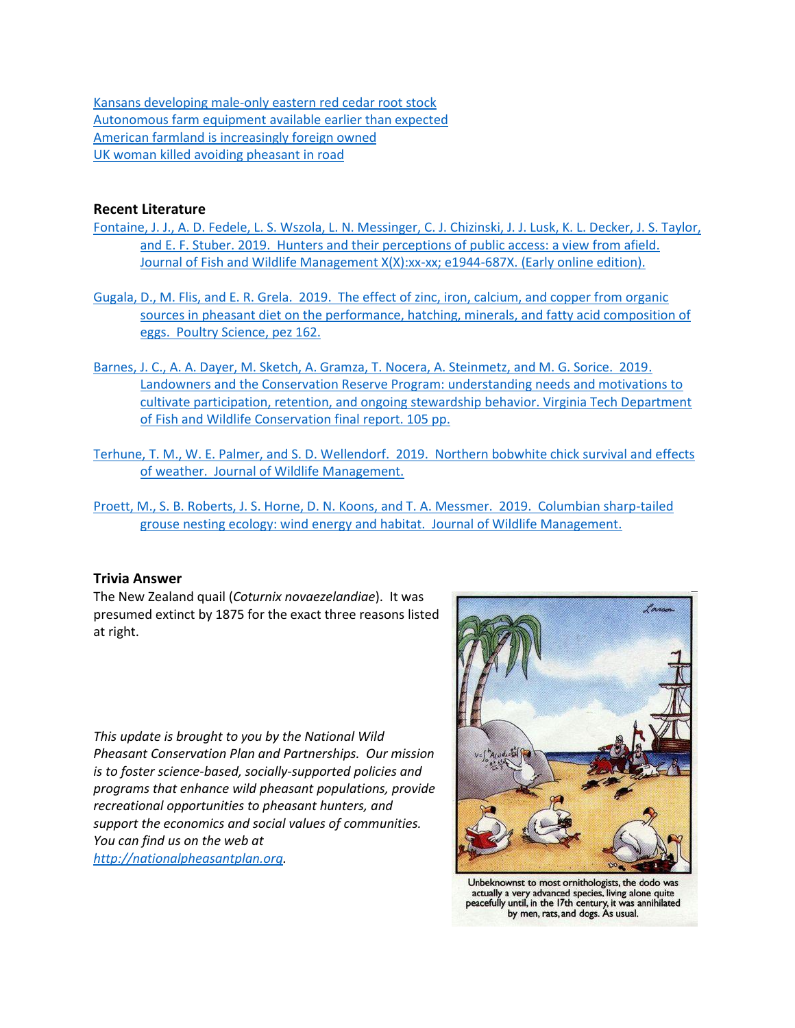Kansans developing male-only eastern red cedar root stock
Autonomous farm equipment available earlier than expected
American farmland is increasingly foreign owned
UK woman killed avoiding pheasant in road

### Recent Literature

Fontaine, J. J., A. D. Fedele, L. S. Wszola, L. N. Messinger, C. J. Chizinski, J. J. Lusk, K. L. Decker, J. S. Taylor, and E. F. Stuber. 2019. Hunters and their perceptions of public access: a view from afield. Journal of Fish and Wildlife Management X(X):xx-xx; e1944-687X. (Early online edition).

Gugala, D., M. Flis, and E. R. Grela. 2019. The effect of zinc, iron, calcium, and copper from organic sources in pheasant diet on the performance, hatching, minerals, and fatty acid composition of eggs. Poultry Science, pez 162.

Barnes, J. C., A. A. Dayer, M. Sketch, A. Gramza, T. Nocera, A. Steinmetz, and M. G. Sorice. 2019. Landowners and the Conservation Reserve Program: understanding needs and motivations to cultivate participation, retention, and ongoing stewardship behavior. Virginia Tech Department of Fish and Wildlife Conservation final report. 105 pp.

Terhune, T. M., W. E. Palmer, and S. D. Wellendorf. 2019. Northern bobwhite chick survival and effects of weather. Journal of Wildlife Management.

Proett, M., S. B. Roberts, J. S. Horne, D. N. Koons, and T. A. Messmer. 2019. Columbian sharp-tailed grouse nesting ecology: wind energy and habitat. Journal of Wildlife Management.

### Trivia Answer

The New Zealand quail (*Coturnix novaezelandiae*). It was presumed extinct by 1875 for the exact three reasons listed at right.

Unbeknownst to most ornithologists, the dodo was actually a very advanced species, living alone quite peacefully until, in the 17th century, it was annihilated by men, rats, and dogs. As usual.

*This update is brought to you by the National Wild Pheasant Conservation Plan and Partnerships. Our mission is to foster science-based, socially-supported policies and programs that enhance wild pheasant populations, provide recreational opportunities to pheasant hunters, and support the economics and social values of communities. You can find us on the web at http://nationalpheasantplan.org.*